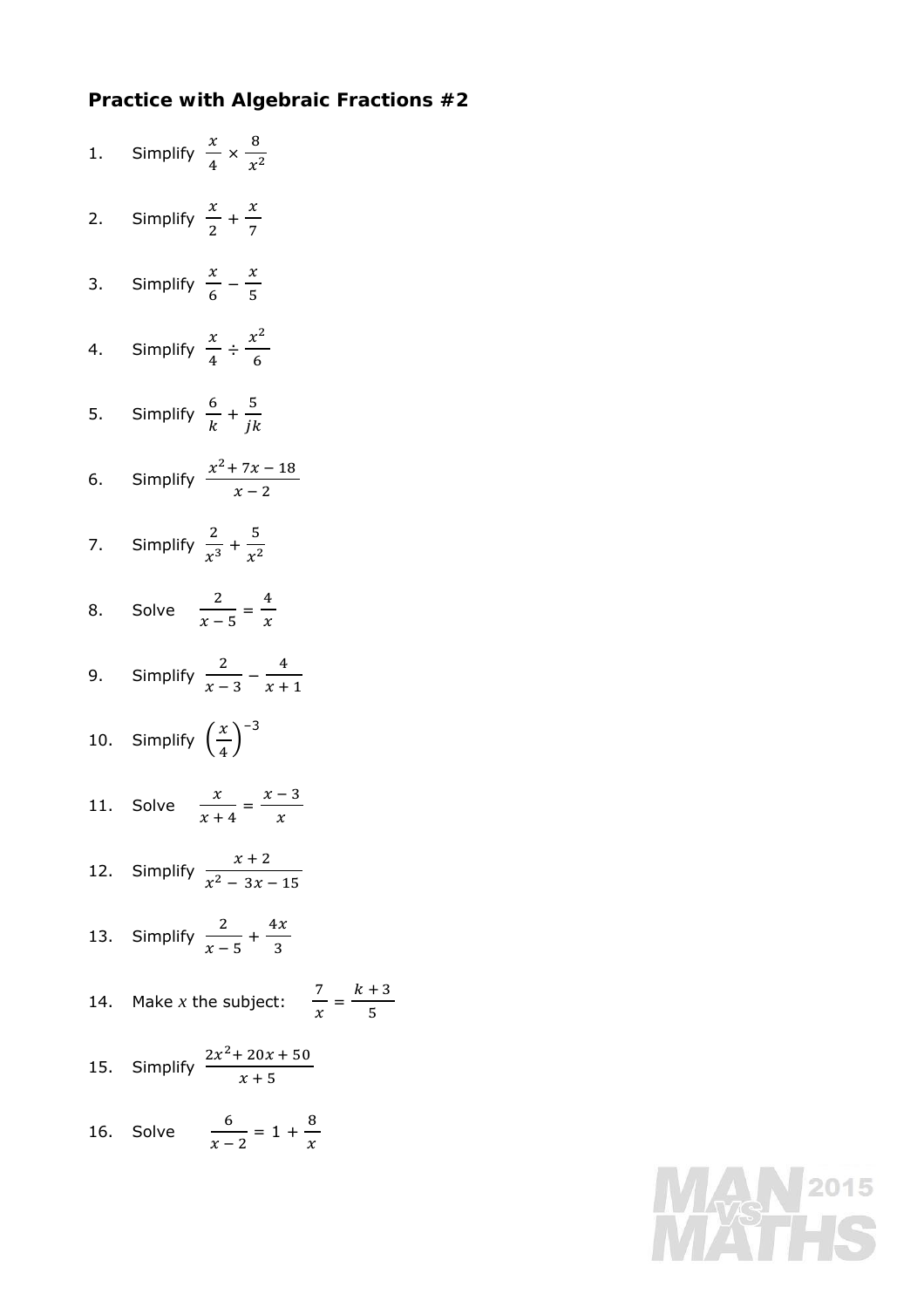**Practice with Algebraic Fractions #2**

1. Simplify $\frac{x}{4} \times \frac{8}{x^2}$

2. Simplify $\frac{x}{2} + \frac{x}{7}$

3. Simplify $\frac{x}{6} - \frac{x}{5}$

4. Simplify $\frac{x}{4} \div \frac{x^2}{6}$

5. Simplify $\frac{6}{k} + \frac{5}{jk}$

6. Simplify $\frac{x^2 + 7x - 18}{x - 2}$

7. Simplify $\frac{2}{x^3} + \frac{5}{x^2}$

8. Solve $\frac{2}{x-5} = \frac{4}{x}$

9. Simplify $\frac{2}{x-3} - \frac{4}{x+1}$

10. Simplify $\left(\frac{x}{4}\right)^{-3}$

11. Solve $\frac{x}{x+4} = \frac{x-3}{x}$

12. Simplify $\frac{x+2}{x^2 - 3x - 15}$

13. Simplify $\frac{2}{x-5} + \frac{4x}{3}$

14. Make $x$ the subject: $\frac{7}{x} = \frac{k+3}{5}$

15. Simplify $\frac{2x^2 + 20x + 50}{x+5}$

16. Solve $\frac{6}{x-2} = 1 + \frac{8}{x}$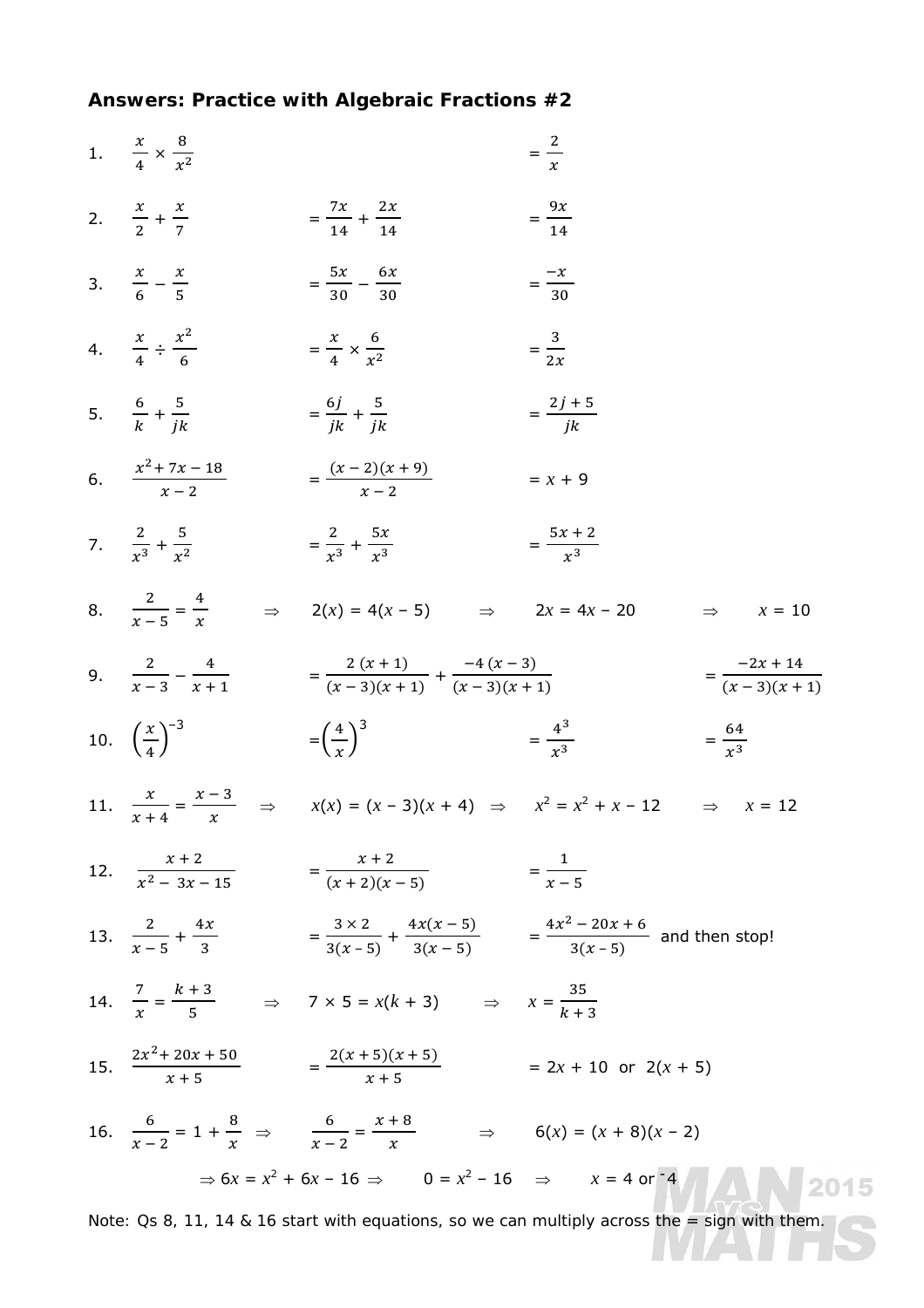**Answers: Practice with Algebraic Fractions #2**

1. $\frac{x}{4} \times \frac{8}{x^2}$ $= \frac{2}{x}$

2. $\frac{x}{2} + \frac{x}{7}$ $= \frac{7x}{14} + \frac{2x}{14}$ $= \frac{9x}{14}$

3. $\frac{x}{6} - \frac{x}{5}$ $= \frac{5x}{30} - \frac{6x}{30}$ $= \frac{-x}{30}$

4. $\frac{x}{4} \div \frac{x^2}{6}$ $= \frac{x}{4} \times \frac{6}{x^2}$ $= \frac{3}{2x}$

5. $\frac{6}{k} + \frac{5}{jk}$ $= \frac{6j}{jk} + \frac{5}{jk}$ $= \frac{2j + 5}{jk}$

6. $\frac{x^2 + 7x - 18}{x - 2}$ $= \frac{(x-2)(x+9)}{x-2}$ $= x + 9$

7. $\frac{2}{x^3} + \frac{5}{x^2}$ $= \frac{2}{x^3} + \frac{5x}{x^3}$ $= \frac{5x + 2}{x^3}$

8. $\frac{2}{x-5} = \frac{4}{x}$ $\Rightarrow$ $2(x) = 4(x - 5)$ $\Rightarrow$ $2x = 4x - 20$ $\Rightarrow$ $x = 10$

9. $\frac{2}{x-3} - \frac{4}{x+1}$ $= \frac{2\,(x+1)}{(x-3)(x+1)} + \frac{-4\,(x-3)}{(x-3)(x+1)}$ $= \frac{-2x + 14}{(x-3)(x+1)}$

10. $\left(\frac{x}{4}\right)^{-3}$ $= \left(\frac{4}{x}\right)^3$ $= \frac{4^3}{x^3}$ $= \frac{64}{x^3}$

11. $\frac{x}{x+4} = \frac{x-3}{x}$ $\Rightarrow$ $x(x) = (x - 3)(x + 4)$ $\Rightarrow$ $x^2 = x^2 + x - 12$ $\Rightarrow$ $x = 12$

12. $\frac{x+2}{x^2 - 3x - 15}$ $= \frac{x+2}{(x+2)(x-5)}$ $= \frac{1}{x-5}$

13. $\frac{2}{x-5} + \frac{4x}{3}$ $= \frac{3 \times 2}{3(x-5)} + \frac{4x(x-5)}{3(x-5)}$ $= \frac{4x^2 - 20x + 6}{3(x-5)}$ and then stop!

14. $\frac{7}{x} = \frac{k+3}{5}$ $\Rightarrow$ $7 \times 5 = x(k + 3)$ $\Rightarrow$ $x = \frac{35}{k+3}$

15. $\frac{2x^2 + 20x + 50}{x+5}$ $= \frac{2(x+5)(x+5)}{x+5}$ $= 2x + 10$ or $2(x + 5)$

16. $\frac{6}{x-2} = 1 + \frac{8}{x}$ $\Rightarrow$ $\frac{6}{x-2} = \frac{x+8}{x}$ $\Rightarrow$ $6(x) = (x + 8)(x - 2)$

 $\Rightarrow 6x = x^2 + 6x - 16 \Rightarrow$ $0 = x^2 - 16$ $\Rightarrow$ $x = 4$ or $^-4$

Note: Qs 8, 11, 14 & 16 start with equations, so we can multiply across the = sign with them.